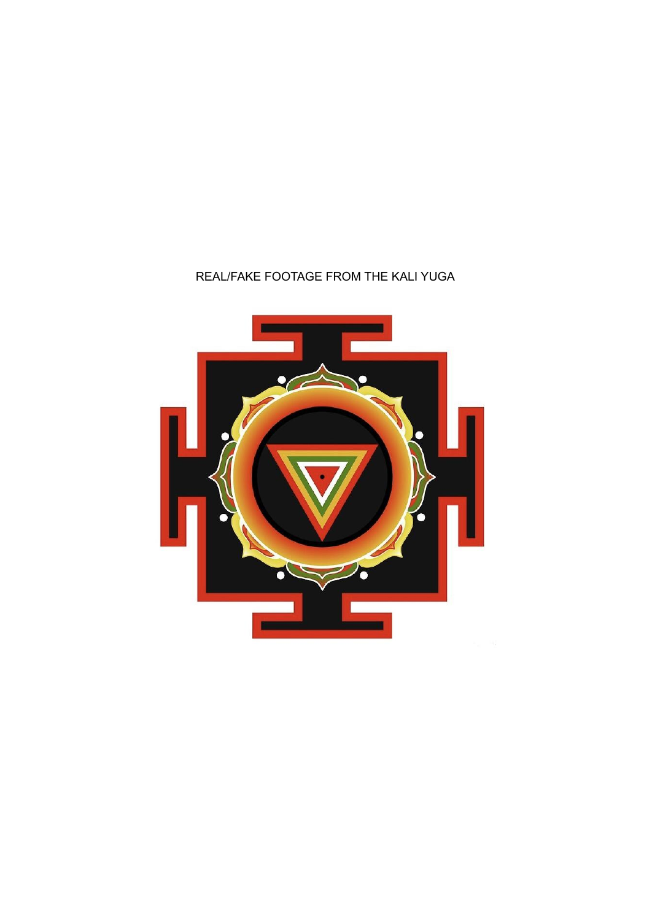REAL/FAKE FOOTAGE FROM THE KALI YUGA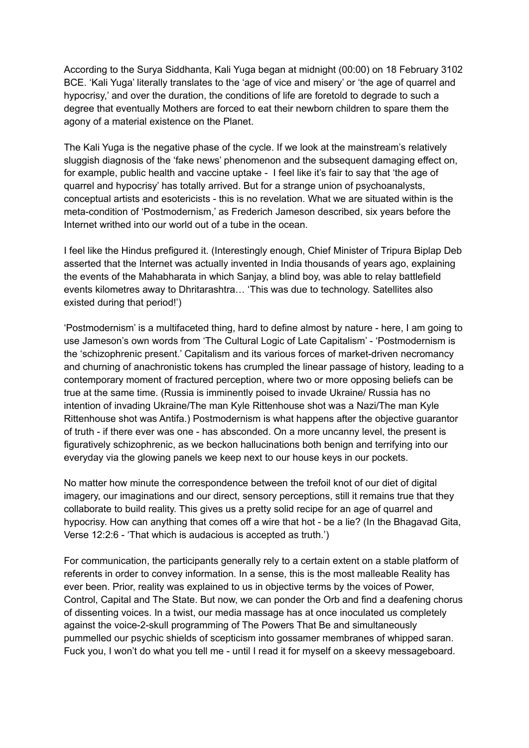According to the Surya Siddhanta, Kali Yuga began at midnight (00:00) on 18 February 3102 BCE. 'Kali Yuga' literally translates to the 'age of vice and misery' or 'the age of quarrel and hypocrisy,' and over the duration, the conditions of life are foretold to degrade to such a degree that eventually Mothers are forced to eat their newborn children to spare them the agony of a material existence on the Planet.

The Kali Yuga is the negative phase of the cycle. If we look at the mainstream's relatively sluggish diagnosis of the 'fake news' phenomenon and the subsequent damaging effect on, for example, public health and vaccine uptake - I feel like it's fair to say that 'the age of quarrel and hypocrisy' has totally arrived. But for a strange union of psychoanalysts, conceptual artists and esotericists - this is no revelation. What we are situated within is the meta-condition of 'Postmodernism,' as Frederich Jameson described, six years before the Internet writhed into our world out of a tube in the ocean.

I feel like the Hindus prefigured it. (Interestingly enough, Chief Minister of Tripura Biplap Deb asserted that the Internet was actually invented in India thousands of years ago, explaining the events of the Mahabharata in which Sanjay, a blind boy, was able to relay battlefield events kilometres away to Dhritarashtra… 'This was due to technology. Satellites also existed during that period!')

'Postmodernism' is a multifaceted thing, hard to define almost by nature - here, I am going to use Jameson's own words from 'The Cultural Logic of Late Capitalism' - 'Postmodernism is the 'schizophrenic present.' Capitalism and its various forces of market-driven necromancy and churning of anachronistic tokens has crumpled the linear passage of history, leading to a contemporary moment of fractured perception, where two or more opposing beliefs can be true at the same time. (Russia is imminently poised to invade Ukraine/ Russia has no intention of invading Ukraine/The man Kyle Rittenhouse shot was a Nazi/The man Kyle Rittenhouse shot was Antifa.) Postmodernism is what happens after the objective guarantor of truth - if there ever was one - has absconded. On a more uncanny level, the present is figuratively schizophrenic, as we beckon hallucinations both benign and terrifying into our everyday via the glowing panels we keep next to our house keys in our pockets.

No matter how minute the correspondence between the trefoil knot of our diet of digital imagery, our imaginations and our direct, sensory perceptions, still it remains true that they collaborate to build reality. This gives us a pretty solid recipe for an age of quarrel and hypocrisy. How can anything that comes off a wire that hot - be a lie? (In the Bhagavad Gita, Verse 12:2:6 - 'That which is audacious is accepted as truth.')

For communication, the participants generally rely to a certain extent on a stable platform of referents in order to convey information. In a sense, this is the most malleable Reality has ever been. Prior, reality was explained to us in objective terms by the voices of Power, Control, Capital and The State. But now, we can ponder the Orb and find a deafening chorus of dissenting voices. In a twist, our media massage has at once inoculated us completely against the voice-2-skull programming of The Powers That Be and simultaneously pummelled our psychic shields of scepticism into gossamer membranes of whipped saran. Fuck you, I won't do what you tell me - until I read it for myself on a skeevy messageboard.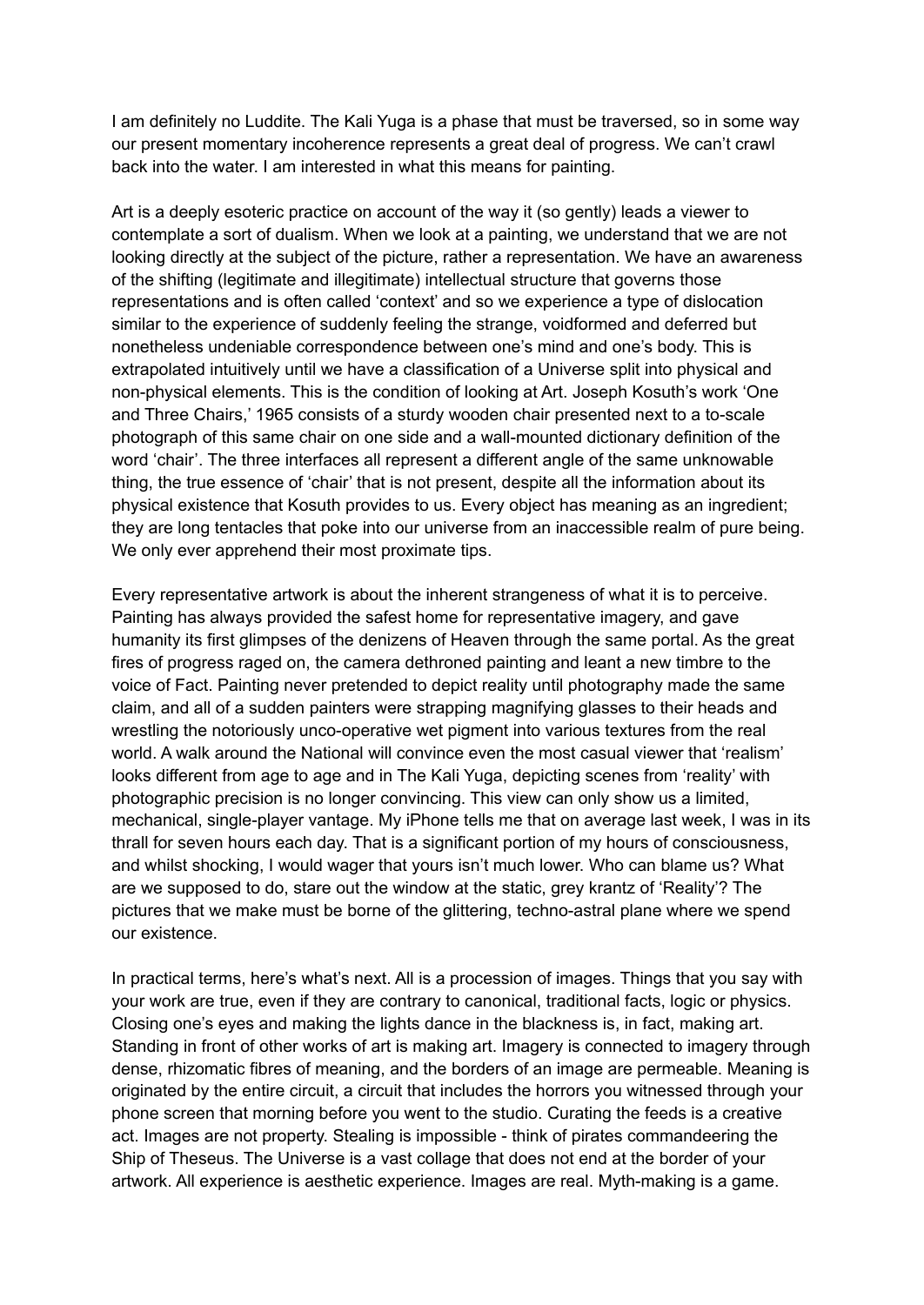I am definitely no Luddite. The Kali Yuga is a phase that must be traversed, so in some way our present momentary incoherence represents a great deal of progress. We can't crawl back into the water. I am interested in what this means for painting.

Art is a deeply esoteric practice on account of the way it (so gently) leads a viewer to contemplate a sort of dualism. When we look at a painting, we understand that we are not looking directly at the subject of the picture, rather a representation. We have an awareness of the shifting (legitimate and illegitimate) intellectual structure that governs those representations and is often called 'context' and so we experience a type of dislocation similar to the experience of suddenly feeling the strange, voidformed and deferred but nonetheless undeniable correspondence between one's mind and one's body. This is extrapolated intuitively until we have a classification of a Universe split into physical and non-physical elements. This is the condition of looking at Art. Joseph Kosuth's work 'One and Three Chairs,' 1965 consists of a sturdy wooden chair presented next to a to-scale photograph of this same chair on one side and a wall-mounted dictionary definition of the word 'chair'. The three interfaces all represent a different angle of the same unknowable thing, the true essence of 'chair' that is not present, despite all the information about its physical existence that Kosuth provides to us. Every object has meaning as an ingredient; they are long tentacles that poke into our universe from an inaccessible realm of pure being. We only ever apprehend their most proximate tips.

Every representative artwork is about the inherent strangeness of what it is to perceive. Painting has always provided the safest home for representative imagery, and gave humanity its first glimpses of the denizens of Heaven through the same portal. As the great fires of progress raged on, the camera dethroned painting and leant a new timbre to the voice of Fact. Painting never pretended to depict reality until photography made the same claim, and all of a sudden painters were strapping magnifying glasses to their heads and wrestling the notoriously unco-operative wet pigment into various textures from the real world. A walk around the National will convince even the most casual viewer that 'realism' looks different from age to age and in The Kali Yuga, depicting scenes from 'reality' with photographic precision is no longer convincing. This view can only show us a limited, mechanical, single-player vantage. My iPhone tells me that on average last week, I was in its thrall for seven hours each day. That is a significant portion of my hours of consciousness, and whilst shocking, I would wager that yours isn't much lower. Who can blame us? What are we supposed to do, stare out the window at the static, grey krantz of 'Reality'? The pictures that we make must be borne of the glittering, techno-astral plane where we spend our existence.

In practical terms, here's what's next. All is a procession of images. Things that you say with your work are true, even if they are contrary to canonical, traditional facts, logic or physics. Closing one's eyes and making the lights dance in the blackness is, in fact, making art. Standing in front of other works of art is making art. Imagery is connected to imagery through dense, rhizomatic fibres of meaning, and the borders of an image are permeable. Meaning is originated by the entire circuit, a circuit that includes the horrors you witnessed through your phone screen that morning before you went to the studio. Curating the feeds is a creative act. Images are not property. Stealing is impossible - think of pirates commandeering the Ship of Theseus. The Universe is a vast collage that does not end at the border of your artwork. All experience is aesthetic experience. Images are real. Myth-making is a game.